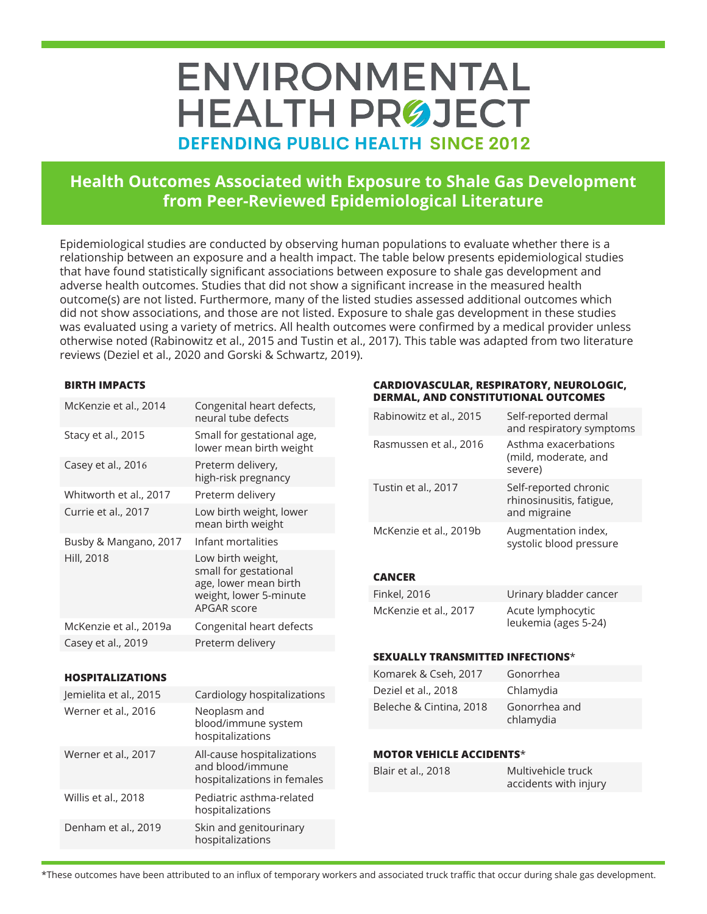# ENVIRONMENTAL HEALTH PROJECT

DEFENDING PUBLIC HEALTH SINCE 2012

## Health Outcomes Associated with Exposure to Shale Gas Development from Peer-Reviewed Epidemiological Literature

Epidemiological studies are conducted by observing human populations to evaluate whether there is a relationship between an exposure and a health impact. The table below presents epidemiological studies that have found statistically significant associations between exposure to shale gas development and adverse health outcomes. Studies that did not show a significant increase in the measured health outcome(s) are not listed. Furthermore, many of the listed studies assessed additional outcomes which did not show associations, and those are not listed. Exposure to shale gas development in these studies was evaluated using a variety of metrics. All health outcomes were confirmed by a medical provider unless otherwise noted (Rabinowitz et al., 2015 and Tustin et al., 2017). This table was adapted from two literature reviews (Deziel et al., 2020 and Gorski & Schwartz, 2019).

### BIRTH IMPACTS

| Study | Outcome |
|---|---|
| McKenzie et al., 2014 | Congenital heart defects, neural tube defects |
| Stacy et al., 2015 | Small for gestational age, lower mean birth weight |
| Casey et al., 2016 | Preterm delivery, high-risk pregnancy |
| Whitworth et al., 2017 | Preterm delivery |
| Currie et al., 2017 | Low birth weight, lower mean birth weight |
| Busby & Mangano, 2017 | Infant mortalities |
| Hill, 2018 | Low birth weight, small for gestational age, lower mean birth weight, lower 5-minute APGAR score |
| McKenzie et al., 2019a | Congenital heart defects |
| Casey et al., 2019 | Preterm delivery |

### HOSPITALIZATIONS

| Study | Outcome |
|---|---|
| Jemielita et al., 2015 | Cardiology hospitalizations |
| Werner et al., 2016 | Neoplasm and blood/immune system hospitalizations |
| Werner et al., 2017 | All-cause hospitalizations and blood/immune hospitalizations in females |
| Willis et al., 2018 | Pediatric asthma-related hospitalizations |
| Denham et al., 2019 | Skin and genitourinary hospitalizations |

### CARDIOVASCULAR, RESPIRATORY, NEUROLOGIC, DERMAL, AND CONSTITUTIONAL OUTCOMES

| Study | Outcome |
|---|---|
| Rabinowitz et al., 2015 | Self-reported dermal and respiratory symptoms |
| Rasmussen et al., 2016 | Asthma exacerbations (mild, moderate, and severe) |
| Tustin et al., 2017 | Self-reported chronic rhinosinusitis, fatigue, and migraine |
| McKenzie et al., 2019b | Augmentation index, systolic blood pressure |

### CANCER

| Study | Outcome |
|---|---|
| Finkel, 2016 | Urinary bladder cancer |
| McKenzie et al., 2017 | Acute lymphocytic leukemia (ages 5-24) |

### SEXUALLY TRANSMITTED INFECTIONS*

| Study | Outcome |
|---|---|
| Komarek & Cseh, 2017 | Gonorrhea |
| Deziel et al., 2018 | Chlamydia |
| Beleche & Cintina, 2018 | Gonorrhea and chlamydia |

### MOTOR VEHICLE ACCIDENTS*

| Study | Outcome |
|---|---|
| Blair et al., 2018 | Multivehicle truck accidents with injury |

*These outcomes have been attributed to an influx of temporary workers and associated truck traffic that occur during shale gas development.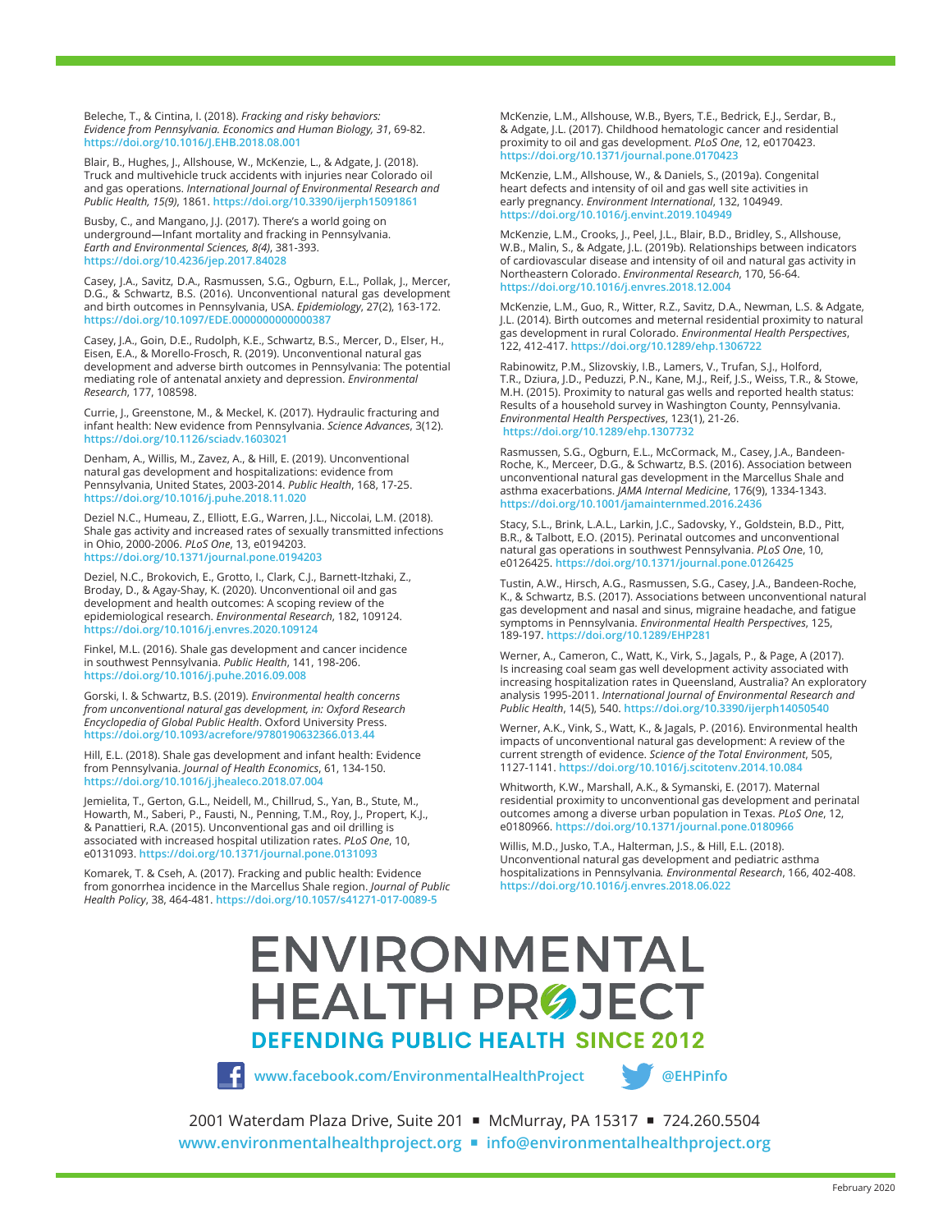Beleche, T., & Cintina, I. (2018). *Fracking and risky behaviors: Evidence from Pennsylvania. Economics and Human Biology, 31*, 69-82. **https://doi.org/10.1016/J.EHB.2018.08.001**

Blair, B., Hughes, J., Allshouse, W., McKenzie, L., & Adgate, J. (2018). Truck and multivehicle truck accidents with injuries near Colorado oil and gas operations. *International Journal of Environmental Research and Public Health, 15(9)*, 1861. **https://doi.org/10.3390/ijerph15091861**

Busby, C., and Mangano, J.J. (2017). There's a world going on underground—Infant mortality and fracking in Pennsylvania. *Earth and Environmental Sciences, 8(4)*, 381-393. **https://doi.org/10.4236/jep.2017.84028**

Casey, J.A., Savitz, D.A., Rasmussen, S.G., Ogburn, E.L., Pollak, J., Mercer, D.G., & Schwartz, B.S. (2016). Unconventional natural gas development and birth outcomes in Pennsylvania, USA. *Epidemiology*, 27(2), 163-172. **https://doi.org/10.1097/EDE.0000000000000387**

Casey, J.A., Goin, D.E., Rudolph, K.E., Schwartz, B.S., Mercer, D., Elser, H., Eisen, E.A., & Morello-Frosch, R. (2019). Unconventional natural gas development and adverse birth outcomes in Pennsylvania: The potential mediating role of antenatal anxiety and depression. *Environmental Research*, 177, 108598.

Currie, J., Greenstone, M., & Meckel, K. (2017). Hydraulic fracturing and infant health: New evidence from Pennsylvania. *Science Advances*, 3(12). **https://doi.org/10.1126/sciadv.1603021**

Denham, A., Willis, M., Zavez, A., & Hill, E. (2019). Unconventional natural gas development and hospitalizations: evidence from Pennsylvania, United States, 2003-2014. *Public Health*, 168, 17-25. **https://doi.org/10.1016/j.puhe.2018.11.020**

Deziel N.C., Humeau, Z., Elliott, E.G., Warren, J.L., Niccolai, L.M. (2018). Shale gas activity and increased rates of sexually transmitted infections in Ohio, 2000-2006. *PLoS One*, 13, e0194203. **https://doi.org/10.1371/journal.pone.0194203**

Deziel, N.C., Brokovich, E., Grotto, I., Clark, C.J., Barnett-Itzhaki, Z., Broday, D., & Agay-Shay, K. (2020). Unconventional oil and gas development and health outcomes: A scoping review of the epidemiological research. *Environmental Research*, 182, 109124. **https://doi.org/10.1016/j.envres.2020.109124**

Finkel, M.L. (2016). Shale gas development and cancer incidence in southwest Pennsylvania. *Public Health*, 141, 198-206. **https://doi.org/10.1016/j.puhe.2016.09.008**

Gorski, I. & Schwartz, B.S. (2019). *Environmental health concerns from unconventional natural gas development, in: Oxford Research Encyclopedia of Global Public Health*. Oxford University Press. **https://doi.org/10.1093/acrefore/9780190632366.013.44**

Hill, E.L. (2018). Shale gas development and infant health: Evidence from Pennsylvania. *Journal of Health Economics*, 61, 134-150. **https://doi.org/10.1016/j.jhealeco.2018.07.004**

Jemielita, T., Gerton, G.L., Neidell, M., Chillrud, S., Yan, B., Stute, M., Howarth, M., Saberi, P., Fausti, N., Penning, T.M., Roy, J., Propert, K.J., & Panattieri, R.A. (2015). Unconventional gas and oil drilling is associated with increased hospital utilization rates. *PLoS One*, 10, e0131093. **https://doi.org/10.1371/journal.pone.0131093**

Komarek, T. & Cseh, A. (2017). Fracking and public health: Evidence from gonorrhea incidence in the Marcellus Shale region. *Journal of Public Health Policy*, 38, 464-481. **https://doi.org/10.1057/s41271-017-0089-5**

McKenzie, L.M., Allshouse, W.B., Byers, T.E., Bedrick, E.J., Serdar, B., & Adgate, J.L. (2017). Childhood hematologic cancer and residential proximity to oil and gas development. *PLoS One*, 12, e0170423. **https://doi.org/10.1371/journal.pone.0170423**

McKenzie, L.M., Allshouse, W., & Daniels, S., (2019a). Congenital heart defects and intensity of oil and gas well site activities in early pregnancy. *Environment International*, 132, 104949. **https://doi.org/10.1016/j.envint.2019.104949**

McKenzie, L.M., Crooks, J., Peel, J.L., Blair, B.D., Bridley, S., Allshouse, W.B., Malin, S., & Adgate, J.L. (2019b). Relationships between indicators of cardiovascular disease and intensity of oil and natural gas activity in Northeastern Colorado. *Environmental Research*, 170, 56-64. **https://doi.org/10.1016/j.envres.2018.12.004**

McKenzie, L.M., Guo, R., Witter, R.Z., Savitz, D.A., Newman, L.S. & Adgate, J.L. (2014). Birth outcomes and meternal residential proximity to natural gas development in rural Colorado. *Environmental Health Perspectives*, 122, 412-417. **https://doi.org/10.1289/ehp.1306722**

Rabinowitz, P.M., Slizovskiy, I.B., Lamers, V., Trufan, S.J., Holford, T.R., Dziura, J.D., Peduzzi, P.N., Kane, M.J., Reif, J.S., Weiss, T.R., & Stowe, M.H. (2015). Proximity to natural gas wells and reported health status: Results of a household survey in Washington County, Pennsylvania. *Environmental Health Perspectives*, 123(1), 21-26. **https://doi.org/10.1289/ehp.1307732**

Rasmussen, S.G., Ogburn, E.L., McCormack, M., Casey, J.A., Bandeen-Roche, K., Merceer, D.G., & Schwartz, B.S. (2016). Association between unconventional natural gas development in the Marcellus Shale and asthma exacerbations. *JAMA Internal Medicine*, 176(9), 1334-1343. **https://doi.org/10.1001/jamainternmed.2016.2436**

Stacy, S.L., Brink, L.A.L., Larkin, J.C., Sadovsky, Y., Goldstein, B.D., Pitt, B.R., & Talbott, E.O. (2015). Perinatal outcomes and unconventional natural gas operations in southwest Pennsylvania. *PLoS One*, 10, e0126425. **https://doi.org/10.1371/journal.pone.0126425**

Tustin, A.W., Hirsch, A.G., Rasmussen, S.G., Casey, J.A., Bandeen-Roche, K., & Schwartz, B.S. (2017). Associations between unconventional natural gas development and nasal and sinus, migraine headache, and fatigue symptoms in Pennsylvania. *Environmental Health Perspectives*, 125, 189-197. **https://doi.org/10.1289/EHP281**

Werner, A., Cameron, C., Watt, K., Virk, S., Jagals, P., & Page, A (2017). Is increasing coal seam gas well development activity associated with increasing hospitalization rates in Queensland, Australia? An exploratory analysis 1995-2011. *International Journal of Environmental Research and Public Health*, 14(5), 540. **https://doi.org/10.3390/ijerph14050540**

Werner, A.K., Vink, S., Watt, K., & Jagals, P. (2016). Environmental health impacts of unconventional natural gas development: A review of the current strength of evidence. *Science of the Total Environment*, 505, 1127-1141. **https://doi.org/10.1016/j.scitotenv.2014.10.084**

Whitworth, K.W., Marshall, A.K., & Symanski, E. (2017). Maternal residential proximity to unconventional gas development and perinatal outcomes among a diverse urban population in Texas. *PLoS One*, 12, e0180966. **https://doi.org/10.1371/journal.pone.0180966**

Willis, M.D., Jusko, T.A., Halterman, J.S., & Hill, E.L. (2018). Unconventional natural gas development and pediatric asthma hospitalizations in Pennsylvania. *Environmental Research*, 166, 402-408. **https://doi.org/10.1016/j.envres.2018.06.022**

# ENVIRONMENTAL HEALTH PROJECT

**DEFENDING PUBLIC HEALTH SINCE 2012**

**www.facebook.com/EnvironmentalHealthProject** **@EHPinfo**

2001 Waterdam Plaza Drive, Suite 201 ▪ McMurray, PA 15317 ▪ 724.260.5504

**www.environmentalhealthproject.org ▪ info@environmentalhealthproject.org**

February 2020